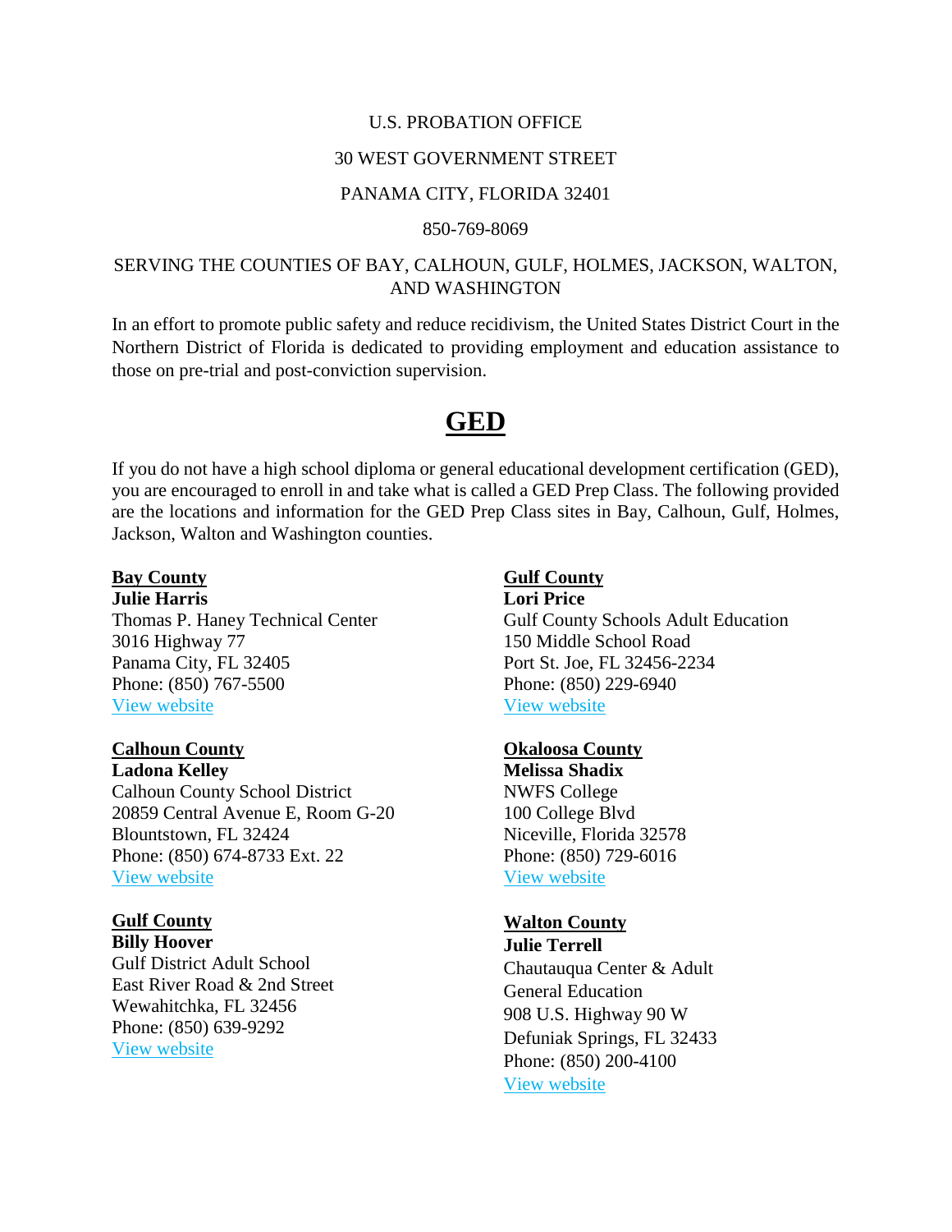U.S. PROBATION OFFICE

30 WEST GOVERNMENT STREET

PANAMA CITY, FLORIDA 32401

850-769-8069

SERVING THE COUNTIES OF BAY, CALHOUN, GULF, HOLMES, JACKSON, WALTON, AND WASHINGTON

In an effort to promote public safety and reduce recidivism, the United States District Court in the Northern District of Florida is dedicated to providing employment and education assistance to those on pre-trial and post-conviction supervision.

# GED

If you do not have a high school diploma or general educational development certification (GED), you are encouraged to enroll in and take what is called a GED Prep Class. The following provided are the locations and information for the GED Prep Class sites in Bay, Calhoun, Gulf, Holmes, Jackson, Walton and Washington counties.

**Bay County**
**Julie Harris**
Thomas P. Haney Technical Center
3016 Highway 77
Panama City, FL 32405
Phone: (850) 767-5500
View website

**Calhoun County**
**Ladona Kelley**
Calhoun County School District
20859 Central Avenue E, Room G-20
Blountstown, FL 32424
Phone: (850) 674-8733 Ext. 22
View website

**Gulf County**
**Billy Hoover**
Gulf District Adult School
East River Road & 2nd Street
Wewahitchka, FL 32456
Phone: (850) 639-9292
View website

**Gulf County**
**Lori Price**
Gulf County Schools Adult Education
150 Middle School Road
Port St. Joe, FL 32456-2234
Phone: (850) 229-6940
View website

**Okaloosa County**
**Melissa Shadix**
NWFS College
100 College Blvd
Niceville, Florida 32578
Phone: (850) 729-6016
View website

**Walton County**
**Julie Terrell**
Chautauqua Center & Adult General Education
908 U.S. Highway 90 W
Defuniak Springs, FL 32433
Phone: (850) 200-4100
View website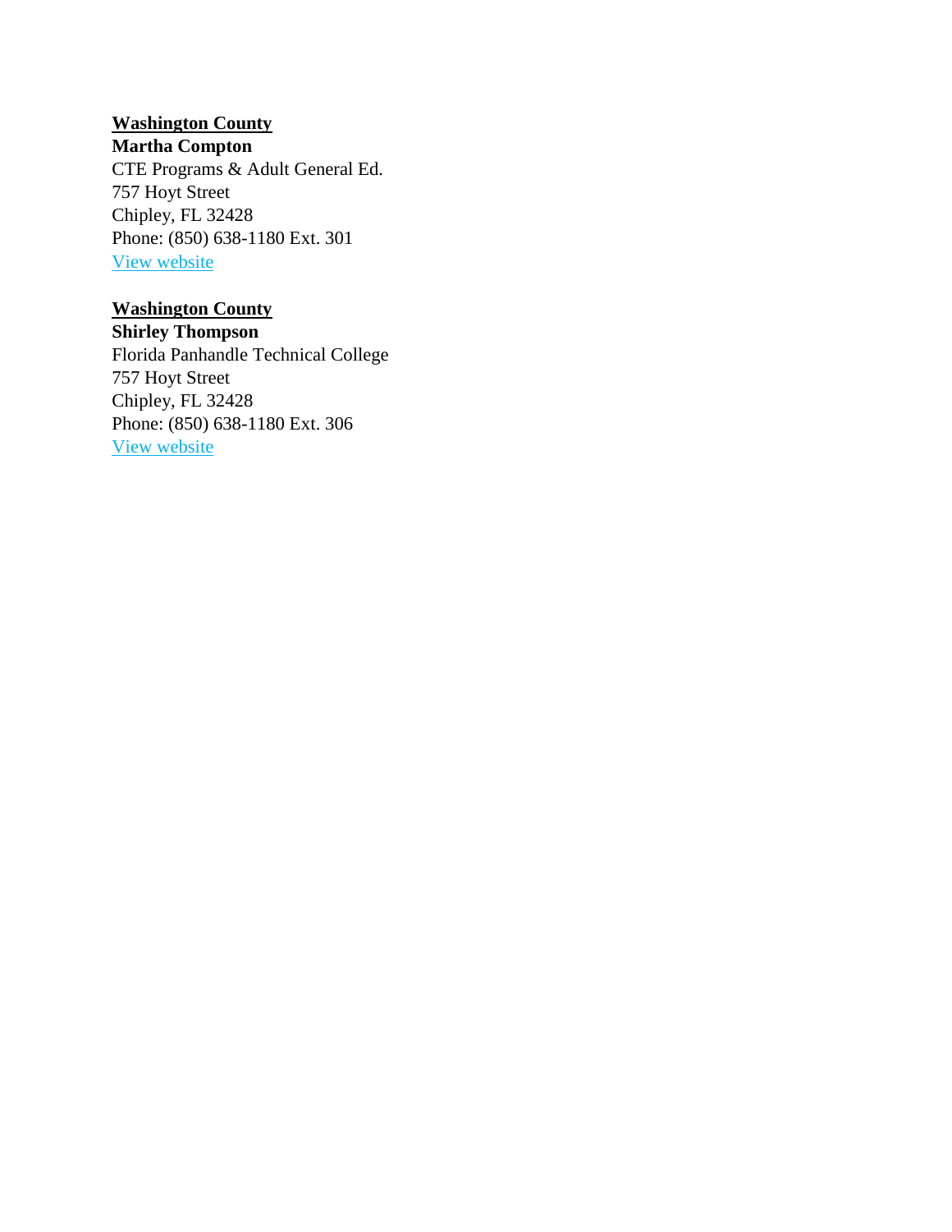**Washington County**
**Martha Compton**
CTE Programs & Adult General Ed.
757 Hoyt Street
Chipley, FL 32428
Phone: (850) 638-1180 Ext. 301
View website

**Washington County**
**Shirley Thompson**
Florida Panhandle Technical College
757 Hoyt Street
Chipley, FL 32428
Phone: (850) 638-1180 Ext. 306
View website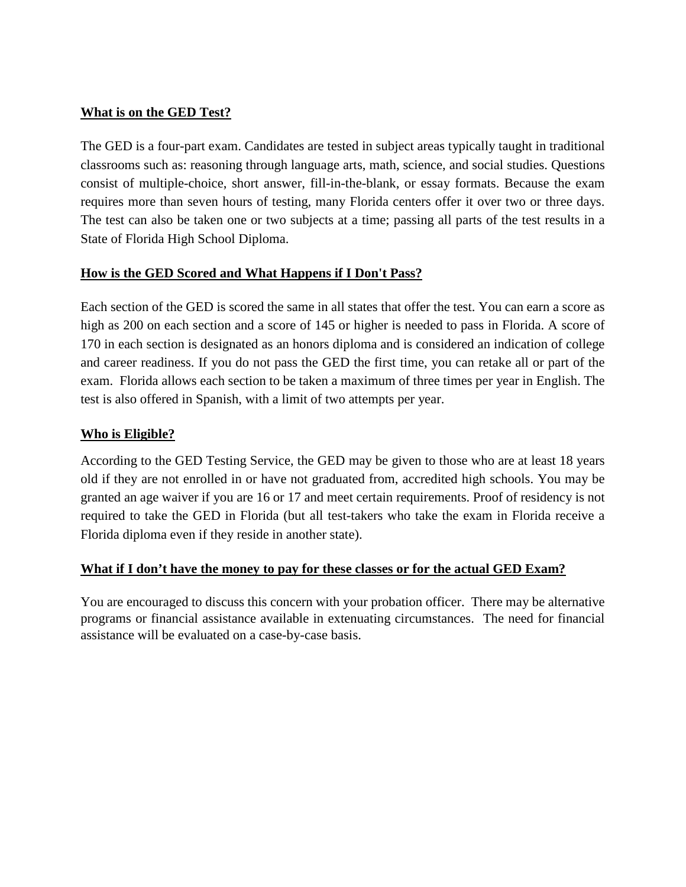## What is on the GED Test?

The GED is a four-part exam. Candidates are tested in subject areas typically taught in traditional classrooms such as: reasoning through language arts, math, science, and social studies. Questions consist of multiple-choice, short answer, fill-in-the-blank, or essay formats. Because the exam requires more than seven hours of testing, many Florida centers offer it over two or three days. The test can also be taken one or two subjects at a time; passing all parts of the test results in a State of Florida High School Diploma.

## How is the GED Scored and What Happens if I Don't Pass?

Each section of the GED is scored the same in all states that offer the test. You can earn a score as high as 200 on each section and a score of 145 or higher is needed to pass in Florida. A score of 170 in each section is designated as an honors diploma and is considered an indication of college and career readiness. If you do not pass the GED the first time, you can retake all or part of the exam. Florida allows each section to be taken a maximum of three times per year in English. The test is also offered in Spanish, with a limit of two attempts per year.

## Who is Eligible?

According to the GED Testing Service, the GED may be given to those who are at least 18 years old if they are not enrolled in or have not graduated from, accredited high schools. You may be granted an age waiver if you are 16 or 17 and meet certain requirements. Proof of residency is not required to take the GED in Florida (but all test-takers who take the exam in Florida receive a Florida diploma even if they reside in another state).

## What if I don't have the money to pay for these classes or for the actual GED Exam?

You are encouraged to discuss this concern with your probation officer. There may be alternative programs or financial assistance available in extenuating circumstances. The need for financial assistance will be evaluated on a case-by-case basis.